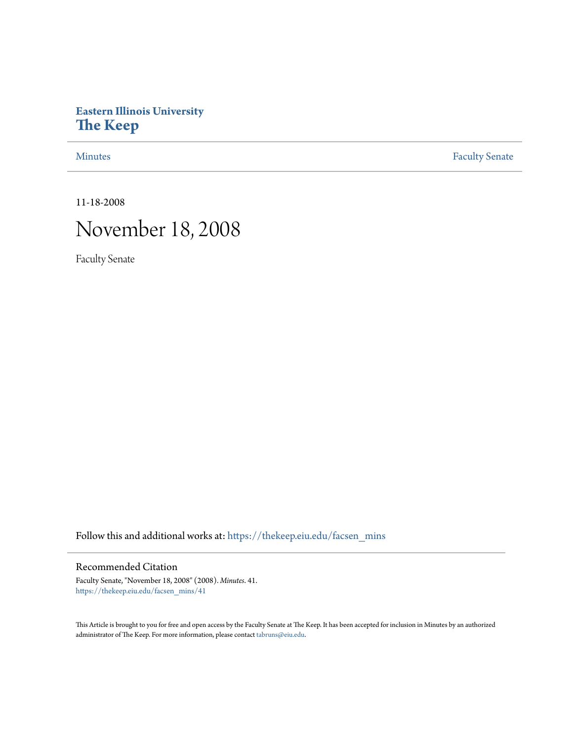# Eastern Illinois University
# The Keep

Minutes | Faculty Senate

11-18-2008

# November 18, 2008

Faculty Senate

Follow this and additional works at: https://thekeep.eiu.edu/facsen_mins

## Recommended Citation

Faculty Senate, "November 18, 2008" (2008). *Minutes*. 41.
https://thekeep.eiu.edu/facsen_mins/41

This Article is brought to you for free and open access by the Faculty Senate at The Keep. It has been accepted for inclusion in Minutes by an authorized administrator of The Keep. For more information, please contact tabruns@eiu.edu.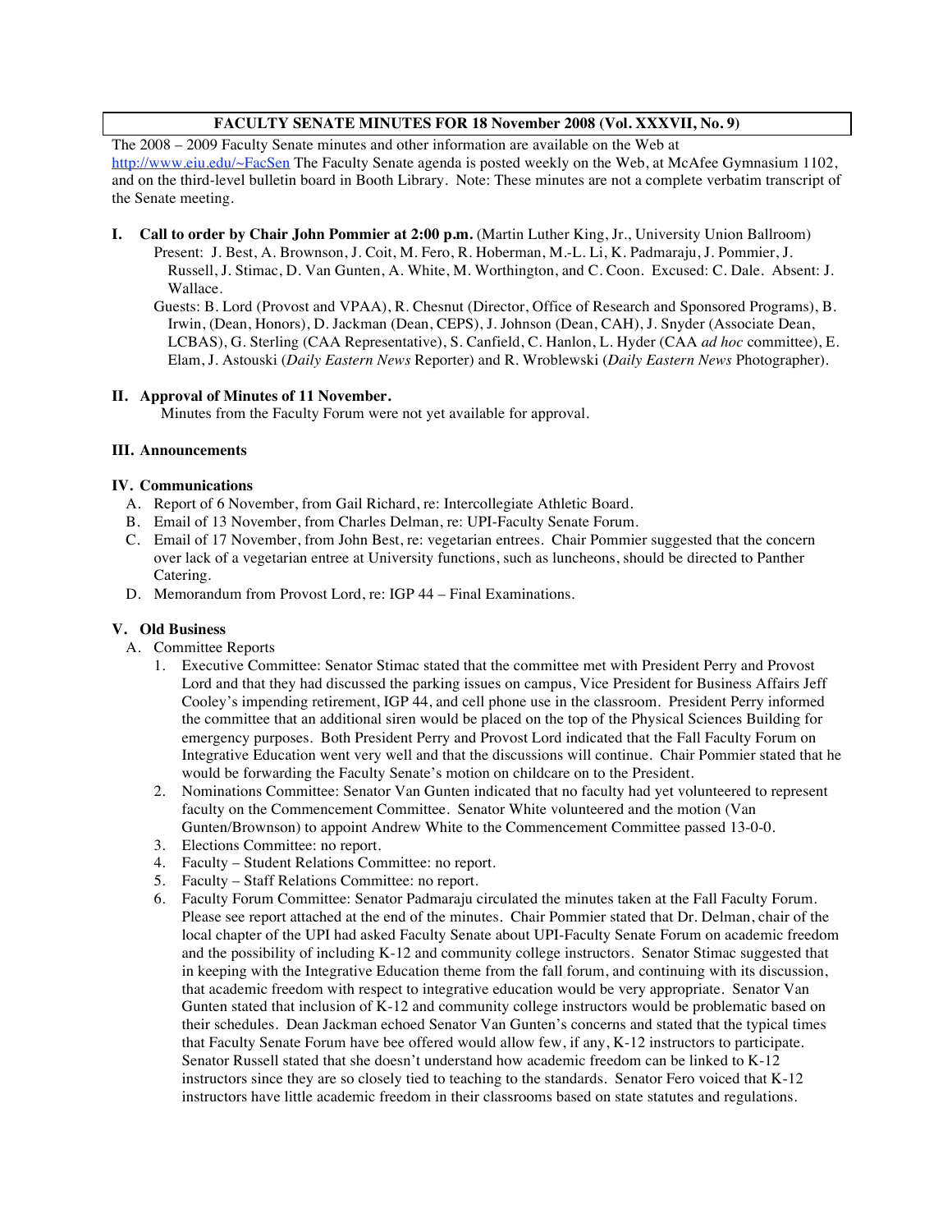**FACULTY SENATE MINUTES FOR 18 November 2008 (Vol. XXXVII, No. 9)**

The 2008 – 2009 Faculty Senate minutes and other information are available on the Web at http://www.eiu.edu/~FacSen The Faculty Senate agenda is posted weekly on the Web, at McAfee Gymnasium 1102, and on the third-level bulletin board in Booth Library. Note: These minutes are not a complete verbatim transcript of the Senate meeting.

**I. Call to order by Chair John Pommier at 2:00 p.m.** (Martin Luther King, Jr., University Union Ballroom)

Present: J. Best, A. Brownson, J. Coit, M. Fero, R. Hoberman, M.-L. Li, K. Padmaraju, J. Pommier, J. Russell, J. Stimac, D. Van Gunten, A. White, M. Worthington, and C. Coon. Excused: C. Dale. Absent: J. Wallace.

Guests: B. Lord (Provost and VPAA), R. Chesnut (Director, Office of Research and Sponsored Programs), B. Irwin, (Dean, Honors), D. Jackman (Dean, CEPS), J. Johnson (Dean, CAH), J. Snyder (Associate Dean, LCBAS), G. Sterling (CAA Representative), S. Canfield, C. Hanlon, L. Hyder (CAA *ad hoc* committee), E. Elam, J. Astouski (*Daily Eastern News* Reporter) and R. Wroblewski (*Daily Eastern News* Photographer).

**II. Approval of Minutes of 11 November.**

Minutes from the Faculty Forum were not yet available for approval.

**III. Announcements**

**IV. Communications**

A. Report of 6 November, from Gail Richard, re: Intercollegiate Athletic Board.
B. Email of 13 November, from Charles Delman, re: UPI-Faculty Senate Forum.
C. Email of 17 November, from John Best, re: vegetarian entrees. Chair Pommier suggested that the concern over lack of a vegetarian entree at University functions, such as luncheons, should be directed to Panther Catering.
D. Memorandum from Provost Lord, re: IGP 44 – Final Examinations.

**V. Old Business**

A. Committee Reports

1. Executive Committee: Senator Stimac stated that the committee met with President Perry and Provost Lord and that they had discussed the parking issues on campus, Vice President for Business Affairs Jeff Cooley's impending retirement, IGP 44, and cell phone use in the classroom. President Perry informed the committee that an additional siren would be placed on the top of the Physical Sciences Building for emergency purposes. Both President Perry and Provost Lord indicated that the Fall Faculty Forum on Integrative Education went very well and that the discussions will continue. Chair Pommier stated that he would be forwarding the Faculty Senate's motion on childcare on to the President.
2. Nominations Committee: Senator Van Gunten indicated that no faculty had yet volunteered to represent faculty on the Commencement Committee. Senator White volunteered and the motion (Van Gunten/Brownson) to appoint Andrew White to the Commencement Committee passed 13-0-0.
3. Elections Committee: no report.
4. Faculty – Student Relations Committee: no report.
5. Faculty – Staff Relations Committee: no report.
6. Faculty Forum Committee: Senator Padmaraju circulated the minutes taken at the Fall Faculty Forum. Please see report attached at the end of the minutes. Chair Pommier stated that Dr. Delman, chair of the local chapter of the UPI had asked Faculty Senate about UPI-Faculty Senate Forum on academic freedom and the possibility of including K-12 and community college instructors. Senator Stimac suggested that in keeping with the Integrative Education theme from the fall forum, and continuing with its discussion, that academic freedom with respect to integrative education would be very appropriate. Senator Van Gunten stated that inclusion of K-12 and community college instructors would be problematic based on their schedules. Dean Jackman echoed Senator Van Gunten's concerns and stated that the typical times that Faculty Senate Forum have bee offered would allow few, if any, K-12 instructors to participate. Senator Russell stated that she doesn't understand how academic freedom can be linked to K-12 instructors since they are so closely tied to teaching to the standards. Senator Fero voiced that K-12 instructors have little academic freedom in their classrooms based on state statutes and regulations.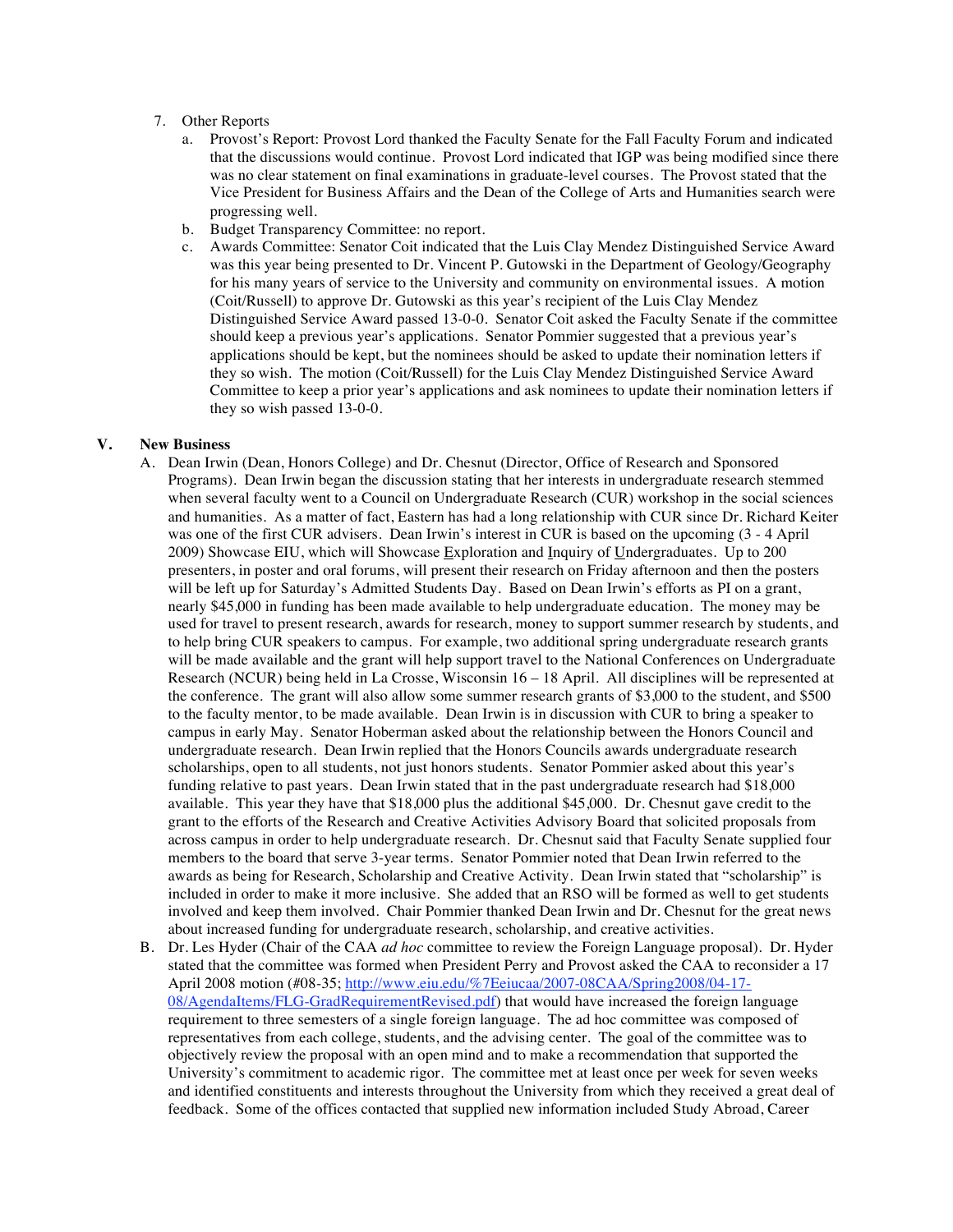7. Other Reports
   a. Provost's Report: Provost Lord thanked the Faculty Senate for the Fall Faculty Forum and indicated that the discussions would continue. Provost Lord indicated that IGP was being modified since there was no clear statement on final examinations in graduate-level courses. The Provost stated that the Vice President for Business Affairs and the Dean of the College of Arts and Humanities search were progressing well.
   b. Budget Transparency Committee: no report.
   c. Awards Committee: Senator Coit indicated that the Luis Clay Mendez Distinguished Service Award was this year being presented to Dr. Vincent P. Gutowski in the Department of Geology/Geography for his many years of service to the University and community on environmental issues. A motion (Coit/Russell) to approve Dr. Gutowski as this year's recipient of the Luis Clay Mendez Distinguished Service Award passed 13-0-0. Senator Coit asked the Faculty Senate if the committee should keep a previous year's applications. Senator Pommier suggested that a previous year's applications should be kept, but the nominees should be asked to update their nomination letters if they so wish. The motion (Coit/Russell) for the Luis Clay Mendez Distinguished Service Award Committee to keep a prior year's applications and ask nominees to update their nomination letters if they so wish passed 13-0-0.

## V. New Business

A. Dean Irwin (Dean, Honors College) and Dr. Chesnut (Director, Office of Research and Sponsored Programs). Dean Irwin began the discussion stating that her interests in undergraduate research stemmed when several faculty went to a Council on Undergraduate Research (CUR) workshop in the social sciences and humanities. As a matter of fact, Eastern has had a long relationship with CUR since Dr. Richard Keiter was one of the first CUR advisers. Dean Irwin's interest in CUR is based on the upcoming (3 - 4 April 2009) Showcase EIU, which will Showcase Exploration and Inquiry of Undergraduates. Up to 200 presenters, in poster and oral forums, will present their research on Friday afternoon and then the posters will be left up for Saturday's Admitted Students Day. Based on Dean Irwin's efforts as PI on a grant, nearly $45,000 in funding has been made available to help undergraduate education. The money may be used for travel to present research, awards for research, money to support summer research by students, and to help bring CUR speakers to campus. For example, two additional spring undergraduate research grants will be made available and the grant will help support travel to the National Conferences on Undergraduate Research (NCUR) being held in La Crosse, Wisconsin 16 – 18 April. All disciplines will be represented at the conference. The grant will also allow some summer research grants of $3,000 to the student, and $500 to the faculty mentor, to be made available. Dean Irwin is in discussion with CUR to bring a speaker to campus in early May. Senator Hoberman asked about the relationship between the Honors Council and undergraduate research. Dean Irwin replied that the Honors Councils awards undergraduate research scholarships, open to all students, not just honors students. Senator Pommier asked about this year's funding relative to past years. Dean Irwin stated that in the past undergraduate research had $18,000 available. This year they have that $18,000 plus the additional $45,000. Dr. Chesnut gave credit to the grant to the efforts of the Research and Creative Activities Advisory Board that solicited proposals from across campus in order to help undergraduate research. Dr. Chesnut said that Faculty Senate supplied four members to the board that serve 3-year terms. Senator Pommier noted that Dean Irwin referred to the awards as being for Research, Scholarship and Creative Activity. Dean Irwin stated that "scholarship" is included in order to make it more inclusive. She added that an RSO will be formed as well to get students involved and keep them involved. Chair Pommier thanked Dean Irwin and Dr. Chesnut for the great news about increased funding for undergraduate research, scholarship, and creative activities.

B. Dr. Les Hyder (Chair of the CAA *ad hoc* committee to review the Foreign Language proposal). Dr. Hyder stated that the committee was formed when President Perry and Provost asked the CAA to reconsider a 17 April 2008 motion (#08-35; http://www.eiu.edu/%7Eeiucaa/2007-08CAA/Spring2008/04-17-08/AgendaItems/FLG-GradRequirementRevised.pdf) that would have increased the foreign language requirement to three semesters of a single foreign language. The ad hoc committee was composed of representatives from each college, students, and the advising center. The goal of the committee was to objectively review the proposal with an open mind and to make a recommendation that supported the University's commitment to academic rigor. The committee met at least once per week for seven weeks and identified constituents and interests throughout the University from which they received a great deal of feedback. Some of the offices contacted that supplied new information included Study Abroad, Career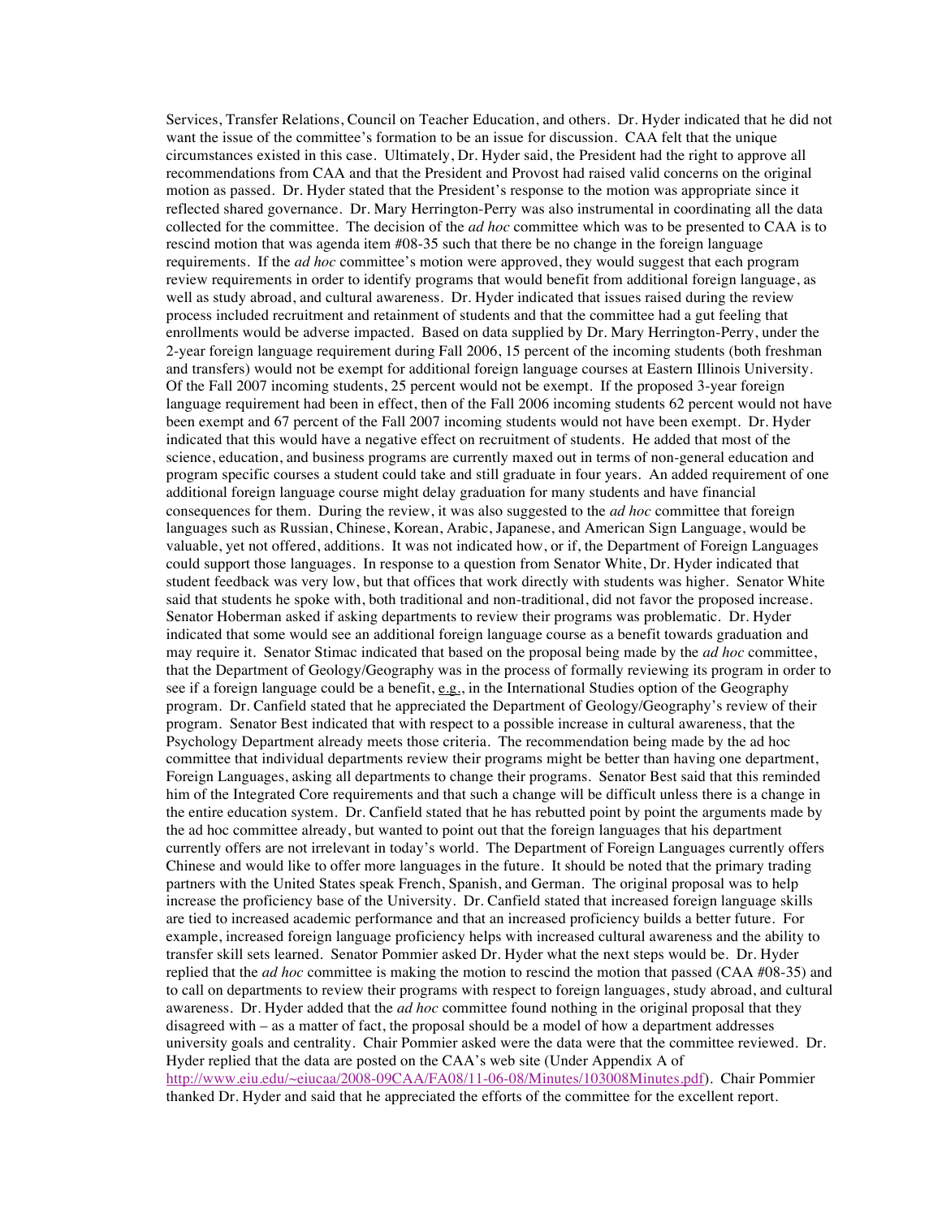Services, Transfer Relations, Council on Teacher Education, and others. Dr. Hyder indicated that he did not want the issue of the committee's formation to be an issue for discussion. CAA felt that the unique circumstances existed in this case. Ultimately, Dr. Hyder said, the President had the right to approve all recommendations from CAA and that the President and Provost had raised valid concerns on the original motion as passed. Dr. Hyder stated that the President's response to the motion was appropriate since it reflected shared governance. Dr. Mary Herrington-Perry was also instrumental in coordinating all the data collected for the committee. The decision of the *ad hoc* committee which was to be presented to CAA is to rescind motion that was agenda item #08-35 such that there be no change in the foreign language requirements. If the *ad hoc* committee's motion were approved, they would suggest that each program review requirements in order to identify programs that would benefit from additional foreign language, as well as study abroad, and cultural awareness. Dr. Hyder indicated that issues raised during the review process included recruitment and retainment of students and that the committee had a gut feeling that enrollments would be adverse impacted. Based on data supplied by Dr. Mary Herrington-Perry, under the 2-year foreign language requirement during Fall 2006, 15 percent of the incoming students (both freshman and transfers) would not be exempt for additional foreign language courses at Eastern Illinois University. Of the Fall 2007 incoming students, 25 percent would not be exempt. If the proposed 3-year foreign language requirement had been in effect, then of the Fall 2006 incoming students 62 percent would not have been exempt and 67 percent of the Fall 2007 incoming students would not have been exempt. Dr. Hyder indicated that this would have a negative effect on recruitment of students. He added that most of the science, education, and business programs are currently maxed out in terms of non-general education and program specific courses a student could take and still graduate in four years. An added requirement of one additional foreign language course might delay graduation for many students and have financial consequences for them. During the review, it was also suggested to the *ad hoc* committee that foreign languages such as Russian, Chinese, Korean, Arabic, Japanese, and American Sign Language, would be valuable, yet not offered, additions. It was not indicated how, or if, the Department of Foreign Languages could support those languages. In response to a question from Senator White, Dr. Hyder indicated that student feedback was very low, but that offices that work directly with students was higher. Senator White said that students he spoke with, both traditional and non-traditional, did not favor the proposed increase. Senator Hoberman asked if asking departments to review their programs was problematic. Dr. Hyder indicated that some would see an additional foreign language course as a benefit towards graduation and may require it. Senator Stimac indicated that based on the proposal being made by the *ad hoc* committee, that the Department of Geology/Geography was in the process of formally reviewing its program in order to see if a foreign language could be a benefit, e.g., in the International Studies option of the Geography program. Dr. Canfield stated that he appreciated the Department of Geology/Geography's review of their program. Senator Best indicated that with respect to a possible increase in cultural awareness, that the Psychology Department already meets those criteria. The recommendation being made by the ad hoc committee that individual departments review their programs might be better than having one department, Foreign Languages, asking all departments to change their programs. Senator Best said that this reminded him of the Integrated Core requirements and that such a change will be difficult unless there is a change in the entire education system. Dr. Canfield stated that he has rebutted point by point the arguments made by the ad hoc committee already, but wanted to point out that the foreign languages that his department currently offers are not irrelevant in today's world. The Department of Foreign Languages currently offers Chinese and would like to offer more languages in the future. It should be noted that the primary trading partners with the United States speak French, Spanish, and German. The original proposal was to help increase the proficiency base of the University. Dr. Canfield stated that increased foreign language skills are tied to increased academic performance and that an increased proficiency builds a better future. For example, increased foreign language proficiency helps with increased cultural awareness and the ability to transfer skill sets learned. Senator Pommier asked Dr. Hyder what the next steps would be. Dr. Hyder replied that the *ad hoc* committee is making the motion to rescind the motion that passed (CAA #08-35) and to call on departments to review their programs with respect to foreign languages, study abroad, and cultural awareness. Dr. Hyder added that the *ad hoc* committee found nothing in the original proposal that they disagreed with – as a matter of fact, the proposal should be a model of how a department addresses university goals and centrality. Chair Pommier asked were the data were that the committee reviewed. Dr. Hyder replied that the data are posted on the CAA's web site (Under Appendix A of http://www.eiu.edu/~eiucaa/2008-09CAA/FA08/11-06-08/Minutes/103008Minutes.pdf). Chair Pommier thanked Dr. Hyder and said that he appreciated the efforts of the committee for the excellent report.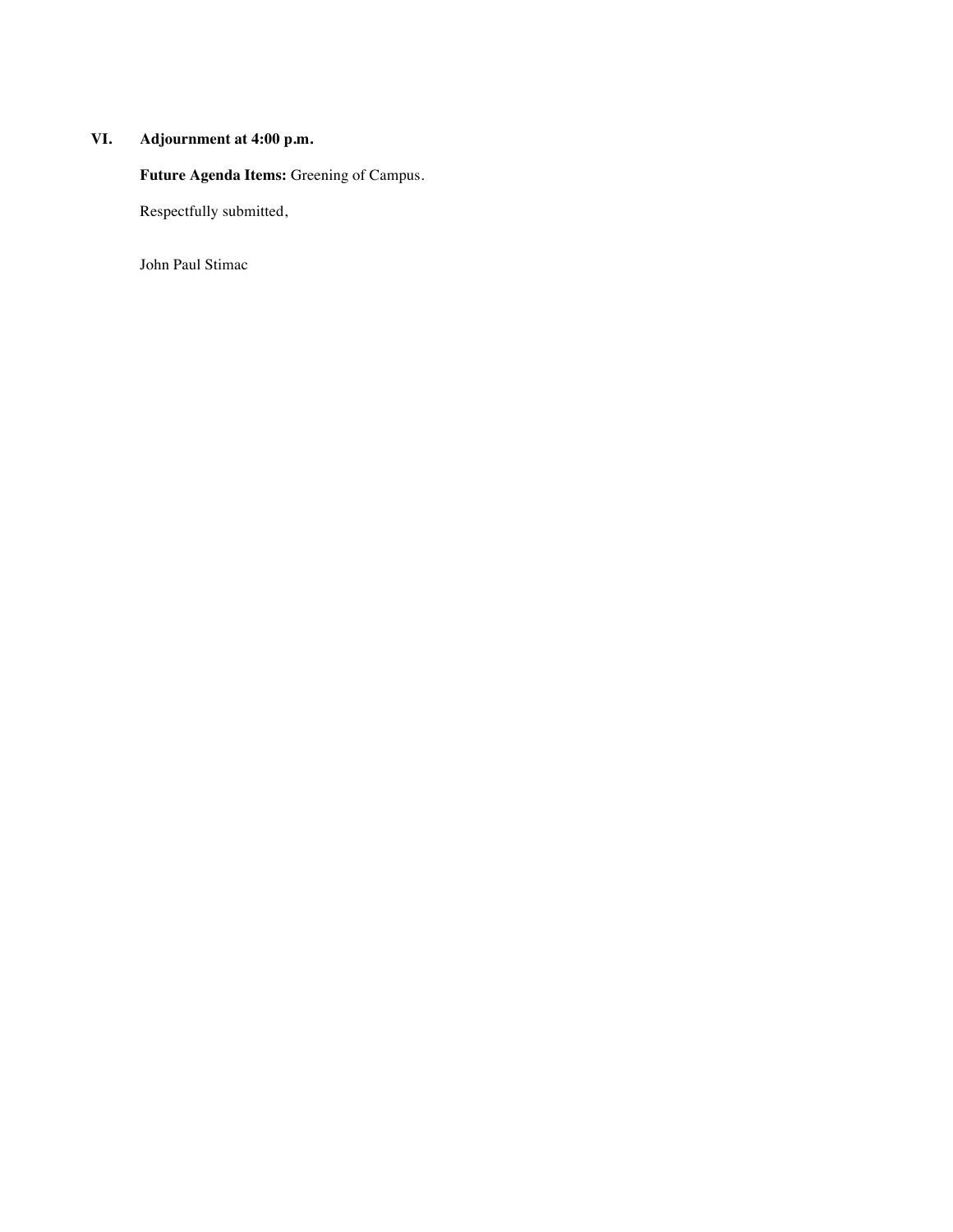## VI. Adjournment at 4:00 p.m.

**Future Agenda Items:** Greening of Campus.

Respectfully submitted,

John Paul Stimac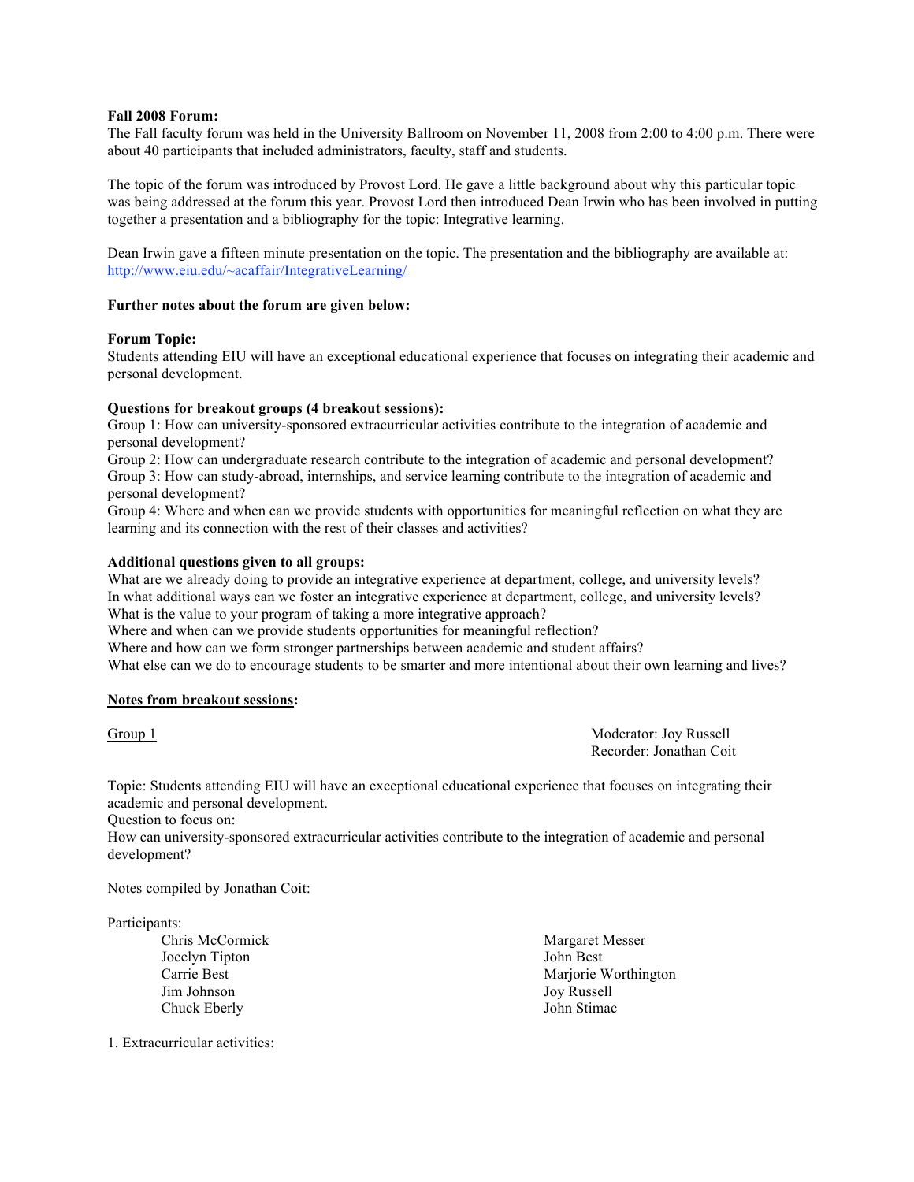**Fall 2008 Forum:**
The Fall faculty forum was held in the University Ballroom on November 11, 2008 from 2:00 to 4:00 p.m. There were about 40 participants that included administrators, faculty, staff and students.

The topic of the forum was introduced by Provost Lord. He gave a little background about why this particular topic was being addressed at the forum this year. Provost Lord then introduced Dean Irwin who has been involved in putting together a presentation and a bibliography for the topic: Integrative learning.

Dean Irwin gave a fifteen minute presentation on the topic. The presentation and the bibliography are available at: http://www.eiu.edu/~acaffair/IntegrativeLearning/

**Further notes about the forum are given below:**

**Forum Topic:**
Students attending EIU will have an exceptional educational experience that focuses on integrating their academic and personal development.

**Questions for breakout groups (4 breakout sessions):**
Group 1: How can university-sponsored extracurricular activities contribute to the integration of academic and personal development?
Group 2: How can undergraduate research contribute to the integration of academic and personal development?
Group 3: How can study-abroad, internships, and service learning contribute to the integration of academic and personal development?
Group 4: Where and when can we provide students with opportunities for meaningful reflection on what they are learning and its connection with the rest of their classes and activities?

**Additional questions given to all groups:**
What are we already doing to provide an integrative experience at department, college, and university levels?
In what additional ways can we foster an integrative experience at department, college, and university levels?
What is the value to your program of taking a more integrative approach?
Where and when can we provide students opportunities for meaningful reflection?
Where and how can we form stronger partnerships between academic and student affairs?
What else can we do to encourage students to be smarter and more intentional about their own learning and lives?

**Notes from breakout sessions:**

Group 1

Moderator: Joy Russell
Recorder: Jonathan Coit

Topic: Students attending EIU will have an exceptional educational experience that focuses on integrating their academic and personal development.
Question to focus on:
How can university-sponsored extracurricular activities contribute to the integration of academic and personal development?

Notes compiled by Jonathan Coit:

Participants:

- Chris McCormick
- Jocelyn Tipton
- Carrie Best
- Jim Johnson
- Chuck Eberly
- Margaret Messer
- John Best
- Marjorie Worthington
- Joy Russell
- John Stimac

1. Extracurricular activities: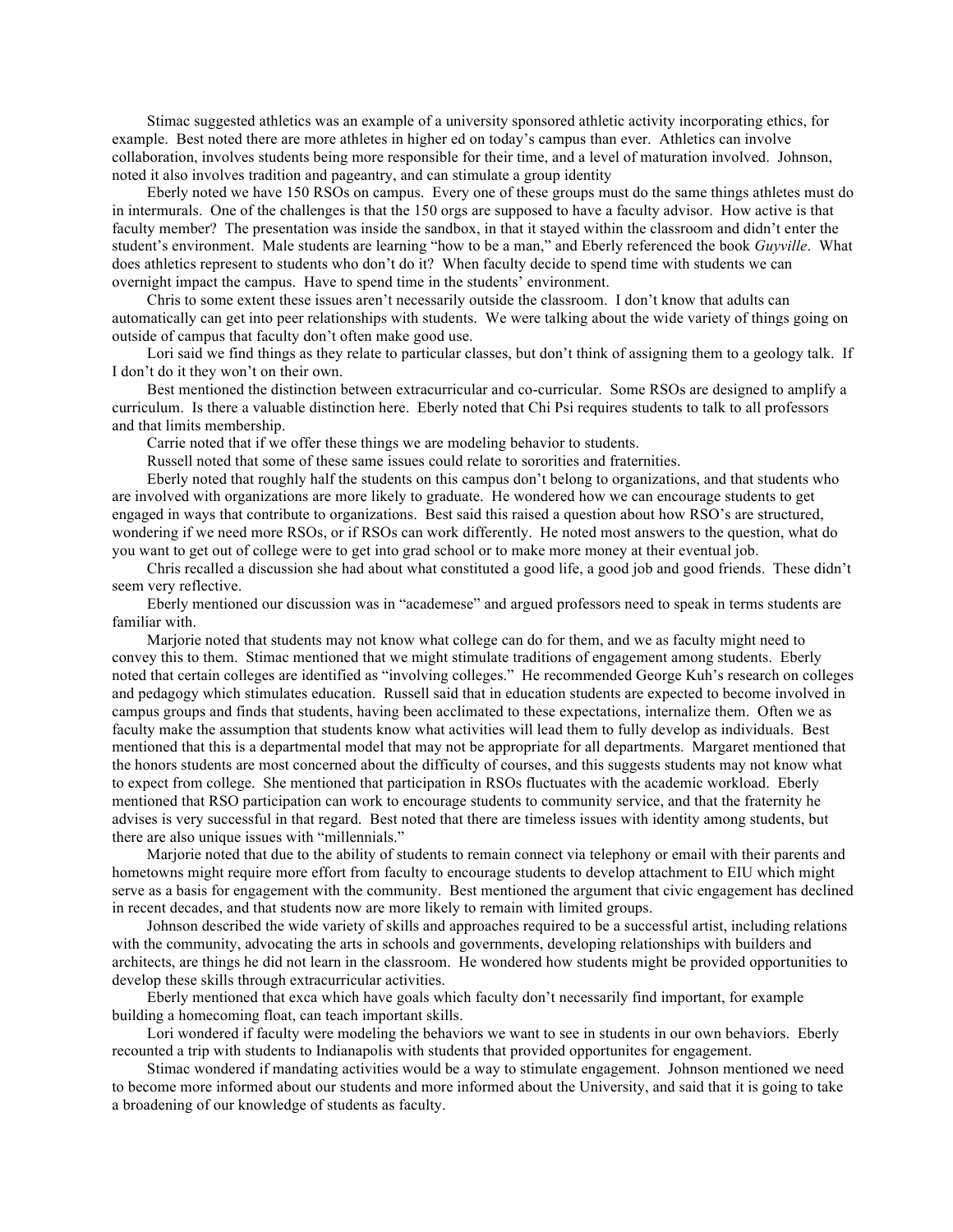Stimac suggested athletics was an example of a university sponsored athletic activity incorporating ethics, for example. Best noted there are more athletes in higher ed on today's campus than ever. Athletics can involve collaboration, involves students being more responsible for their time, and a level of maturation involved. Johnson, noted it also involves tradition and pageantry, and can stimulate a group identity

Eberly noted we have 150 RSOs on campus. Every one of these groups must do the same things athletes must do in intermurals. One of the challenges is that the 150 orgs are supposed to have a faculty advisor. How active is that faculty member? The presentation was inside the sandbox, in that it stayed within the classroom and didn't enter the student's environment. Male students are learning "how to be a man," and Eberly referenced the book *Guyville*. What does athletics represent to students who don't do it? When faculty decide to spend time with students we can overnight impact the campus. Have to spend time in the students' environment.

Chris to some extent these issues aren't necessarily outside the classroom. I don't know that adults can automatically can get into peer relationships with students. We were talking about the wide variety of things going on outside of campus that faculty don't often make good use.

Lori said we find things as they relate to particular classes, but don't think of assigning them to a geology talk. If I don't do it they won't on their own.

Best mentioned the distinction between extracurricular and co-curricular. Some RSOs are designed to amplify a curriculum. Is there a valuable distinction here. Eberly noted that Chi Psi requires students to talk to all professors and that limits membership.

Carrie noted that if we offer these things we are modeling behavior to students.

Russell noted that some of these same issues could relate to sororities and fraternities.

Eberly noted that roughly half the students on this campus don't belong to organizations, and that students who are involved with organizations are more likely to graduate. He wondered how we can encourage students to get engaged in ways that contribute to organizations. Best said this raised a question about how RSO's are structured, wondering if we need more RSOs, or if RSOs can work differently. He noted most answers to the question, what do you want to get out of college were to get into grad school or to make more money at their eventual job.

Chris recalled a discussion she had about what constituted a good life, a good job and good friends. These didn't seem very reflective.

Eberly mentioned our discussion was in "academese" and argued professors need to speak in terms students are familiar with.

Marjorie noted that students may not know what college can do for them, and we as faculty might need to convey this to them. Stimac mentioned that we might stimulate traditions of engagement among students. Eberly noted that certain colleges are identified as "involving colleges." He recommended George Kuh's research on colleges and pedagogy which stimulates education. Russell said that in education students are expected to become involved in campus groups and finds that students, having been acclimated to these expectations, internalize them. Often we as faculty make the assumption that students know what activities will lead them to fully develop as individuals. Best mentioned that this is a departmental model that may not be appropriate for all departments. Margaret mentioned that the honors students are most concerned about the difficulty of courses, and this suggests students may not know what to expect from college. She mentioned that participation in RSOs fluctuates with the academic workload. Eberly mentioned that RSO participation can work to encourage students to community service, and that the fraternity he advises is very successful in that regard. Best noted that there are timeless issues with identity among students, but there are also unique issues with "millennials."

Marjorie noted that due to the ability of students to remain connect via telephony or email with their parents and hometowns might require more effort from faculty to encourage students to develop attachment to EIU which might serve as a basis for engagement with the community. Best mentioned the argument that civic engagement has declined in recent decades, and that students now are more likely to remain with limited groups.

Johnson described the wide variety of skills and approaches required to be a successful artist, including relations with the community, advocating the arts in schools and governments, developing relationships with builders and architects, are things he did not learn in the classroom. He wondered how students might be provided opportunities to develop these skills through extracurricular activities.

Eberly mentioned that exca which have goals which faculty don't necessarily find important, for example building a homecoming float, can teach important skills.

Lori wondered if faculty were modeling the behaviors we want to see in students in our own behaviors. Eberly recounted a trip with students to Indianapolis with students that provided opportunites for engagement.

Stimac wondered if mandating activities would be a way to stimulate engagement. Johnson mentioned we need to become more informed about our students and more informed about the University, and said that it is going to take a broadening of our knowledge of students as faculty.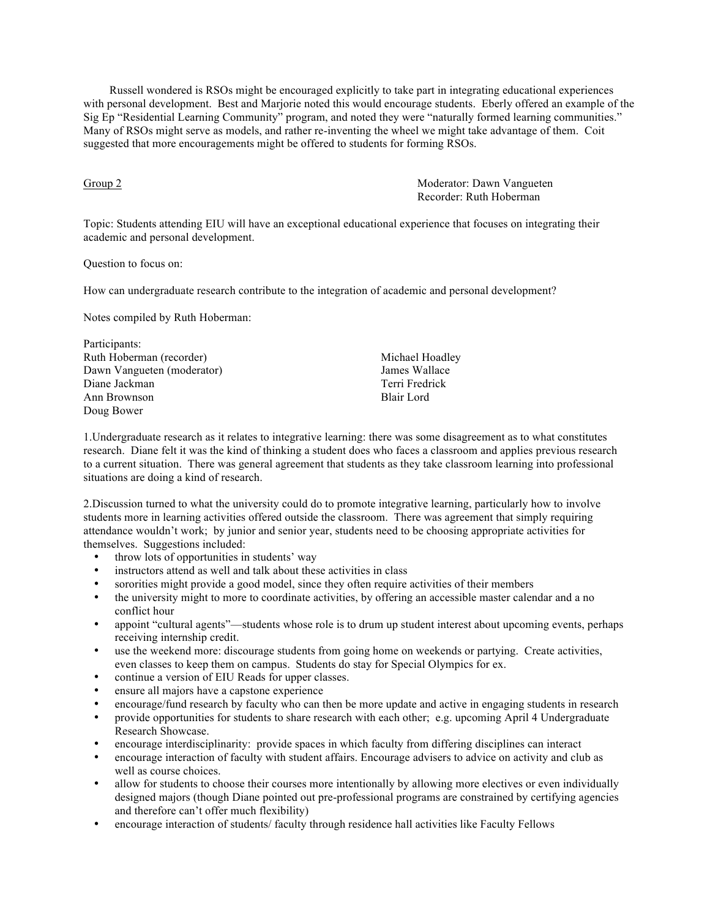Russell wondered is RSOs might be encouraged explicitly to take part in integrating educational experiences with personal development. Best and Marjorie noted this would encourage students. Eberly offered an example of the Sig Ep "Residential Learning Community" program, and noted they were "naturally formed learning communities." Many of RSOs might serve as models, and rather re-inventing the wheel we might take advantage of them. Coit suggested that more encouragements might be offered to students for forming RSOs.

<u>Group 2</u>

Moderator: Dawn Vangueten
Recorder: Ruth Hoberman

Topic: Students attending EIU will have an exceptional educational experience that focuses on integrating their academic and personal development.

Question to focus on:

How can undergraduate research contribute to the integration of academic and personal development?

Notes compiled by Ruth Hoberman:

Participants:
Ruth Hoberman (recorder)
Dawn Vangueten (moderator)
Diane Jackman
Ann Brownson
Doug Bower
Michael Hoadley
James Wallace
Terri Fredrick
Blair Lord

1.Undergraduate research as it relates to integrative learning: there was some disagreement as to what constitutes research. Diane felt it was the kind of thinking a student does who faces a classroom and applies previous research to a current situation. There was general agreement that students as they take classroom learning into professional situations are doing a kind of research.

2.Discussion turned to what the university could do to promote integrative learning, particularly how to involve students more in learning activities offered outside the classroom. There was agreement that simply requiring attendance wouldn't work; by junior and senior year, students need to be choosing appropriate activities for themselves. Suggestions included:

- throw lots of opportunities in students' way
- instructors attend as well and talk about these activities in class
- sororities might provide a good model, since they often require activities of their members
- the university might to more to coordinate activities, by offering an accessible master calendar and a no conflict hour
- appoint "cultural agents"—students whose role is to drum up student interest about upcoming events, perhaps receiving internship credit.
- use the weekend more: discourage students from going home on weekends or partying. Create activities, even classes to keep them on campus. Students do stay for Special Olympics for ex.
- continue a version of EIU Reads for upper classes.
- ensure all majors have a capstone experience
- encourage/fund research by faculty who can then be more update and active in engaging students in research
- provide opportunities for students to share research with each other; e.g. upcoming April 4 Undergraduate Research Showcase.
- encourage interdisciplinarity: provide spaces in which faculty from differing disciplines can interact
- encourage interaction of faculty with student affairs. Encourage advisers to advice on activity and club as well as course choices.
- allow for students to choose their courses more intentionally by allowing more electives or even individually designed majors (though Diane pointed out pre-professional programs are constrained by certifying agencies and therefore can't offer much flexibility)
- encourage interaction of students/ faculty through residence hall activities like Faculty Fellows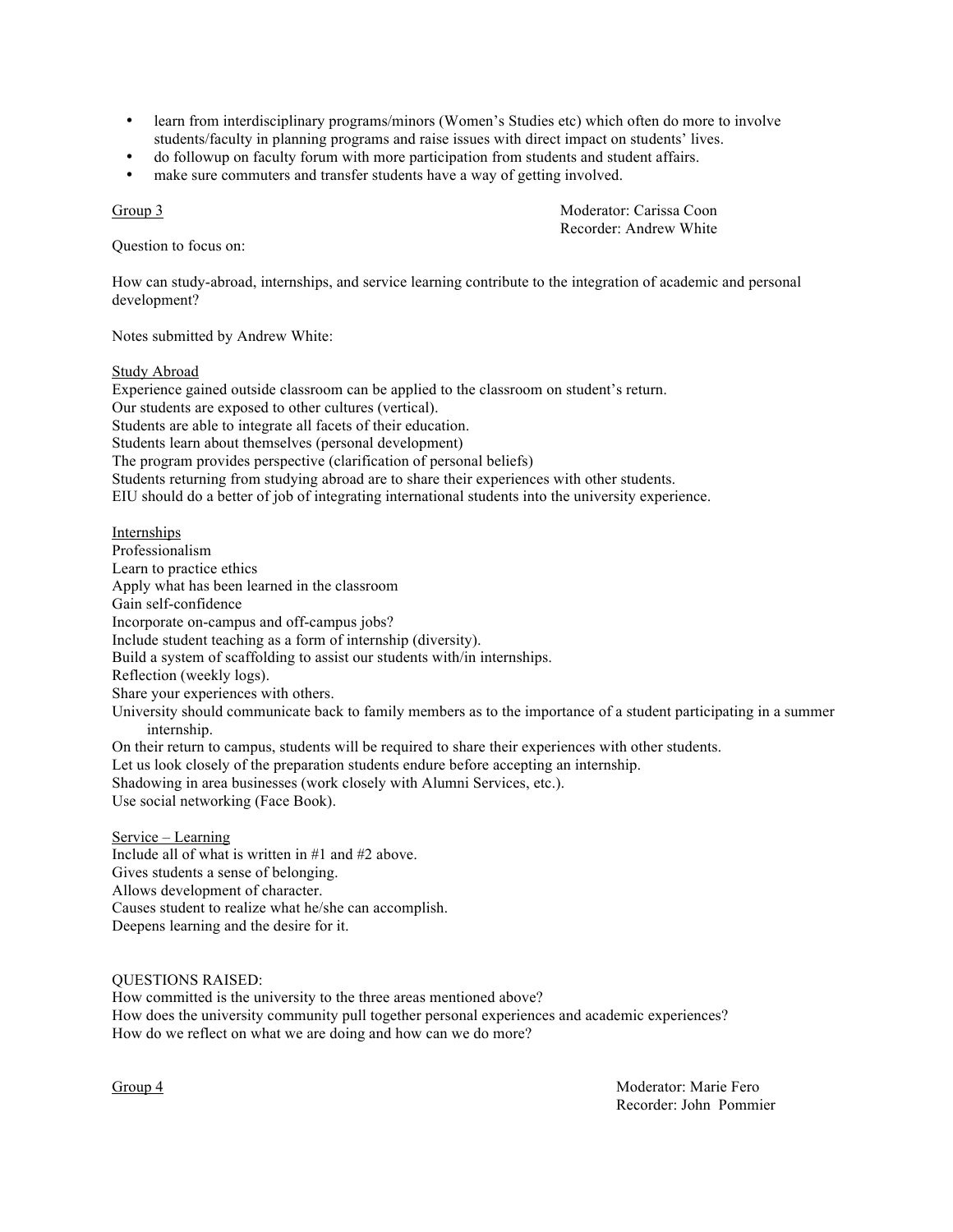- learn from interdisciplinary programs/minors (Women's Studies etc) which often do more to involve students/faculty in planning programs and raise issues with direct impact on students' lives.
- do followup on faculty forum with more participation from students and student affairs.
- make sure commuters and transfer students have a way of getting involved.

<u>Group 3</u>

Moderator: Carissa Coon
Recorder: Andrew White

Question to focus on:

How can study-abroad, internships, and service learning contribute to the integration of academic and personal development?

Notes submitted by Andrew White:

<u>Study Abroad</u>

Experience gained outside classroom can be applied to the classroom on student's return.
Our students are exposed to other cultures (vertical).
Students are able to integrate all facets of their education.
Students learn about themselves (personal development)
The program provides perspective (clarification of personal beliefs)
Students returning from studying abroad are to share their experiences with other students.
EIU should do a better of job of integrating international students into the university experience.

<u>Internships</u>

Professionalism
Learn to practice ethics
Apply what has been learned in the classroom
Gain self-confidence
Incorporate on-campus and off-campus jobs?
Include student teaching as a form of internship (diversity).
Build a system of scaffolding to assist our students with/in internships.
Reflection (weekly logs).
Share your experiences with others.
University should communicate back to family members as to the importance of a student participating in a summer internship.
On their return to campus, students will be required to share their experiences with other students.
Let us look closely of the preparation students endure before accepting an internship.
Shadowing in area businesses (work closely with Alumni Services, etc.).
Use social networking (Face Book).

<u>Service – Learning</u>

Include all of what is written in #1 and #2 above.
Gives students a sense of belonging.
Allows development of character.
Causes student to realize what he/she can accomplish.
Deepens learning and the desire for it.

QUESTIONS RAISED:
How committed is the university to the three areas mentioned above?
How does the university community pull together personal experiences and academic experiences?
How do we reflect on what we are doing and how can we do more?

<u>Group 4</u>

Moderator: Marie Fero
Recorder: John Pommier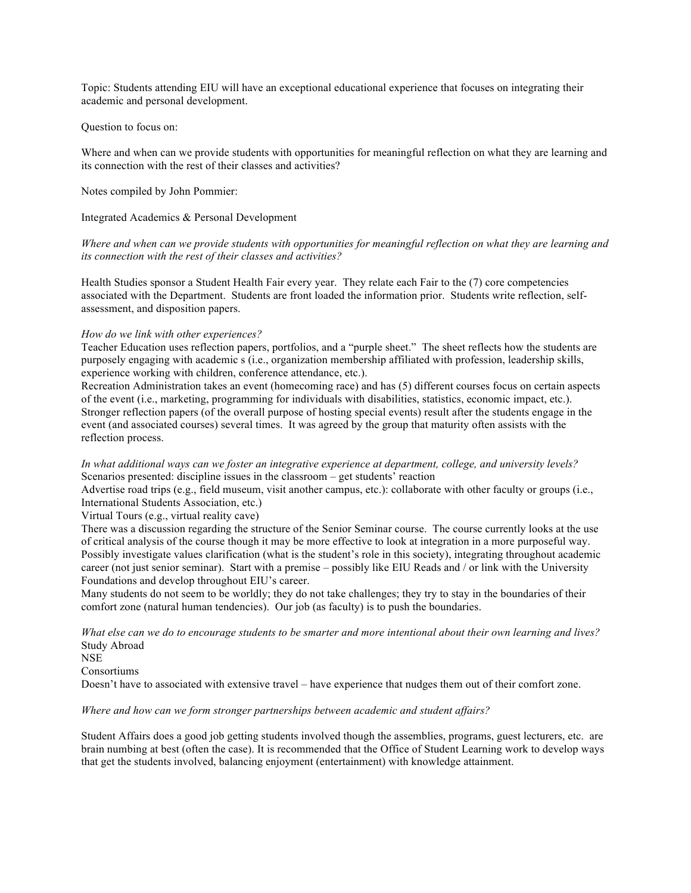Topic: Students attending EIU will have an exceptional educational experience that focuses on integrating their academic and personal development.

Question to focus on:

Where and when can we provide students with opportunities for meaningful reflection on what they are learning and its connection with the rest of their classes and activities?

Notes compiled by John Pommier:

Integrated Academics & Personal Development

*Where and when can we provide students with opportunities for meaningful reflection on what they are learning and its connection with the rest of their classes and activities?*

Health Studies sponsor a Student Health Fair every year. They relate each Fair to the (7) core competencies associated with the Department. Students are front loaded the information prior. Students write reflection, self-assessment, and disposition papers.

*How do we link with other experiences?*

Teacher Education uses reflection papers, portfolios, and a "purple sheet." The sheet reflects how the students are purposely engaging with academic s (i.e., organization membership affiliated with profession, leadership skills, experience working with children, conference attendance, etc.).

Recreation Administration takes an event (homecoming race) and has (5) different courses focus on certain aspects of the event (i.e., marketing, programming for individuals with disabilities, statistics, economic impact, etc.). Stronger reflection papers (of the overall purpose of hosting special events) result after the students engage in the event (and associated courses) several times. It was agreed by the group that maturity often assists with the reflection process.

*In what additional ways can we foster an integrative experience at department, college, and university levels?*

Scenarios presented: discipline issues in the classroom – get students' reaction

Advertise road trips (e.g., field museum, visit another campus, etc.): collaborate with other faculty or groups (i.e., International Students Association, etc.)

Virtual Tours (e.g., virtual reality cave)

There was a discussion regarding the structure of the Senior Seminar course. The course currently looks at the use of critical analysis of the course though it may be more effective to look at integration in a more purposeful way. Possibly investigate values clarification (what is the student's role in this society), integrating throughout academic career (not just senior seminar). Start with a premise – possibly like EIU Reads and / or link with the University Foundations and develop throughout EIU's career.

Many students do not seem to be worldly; they do not take challenges; they try to stay in the boundaries of their comfort zone (natural human tendencies). Our job (as faculty) is to push the boundaries.

*What else can we do to encourage students to be smarter and more intentional about their own learning and lives?*

Study Abroad

NSE

Consortiums

Doesn't have to associated with extensive travel – have experience that nudges them out of their comfort zone.

*Where and how can we form stronger partnerships between academic and student affairs?*

Student Affairs does a good job getting students involved though the assemblies, programs, guest lecturers, etc. are brain numbing at best (often the case). It is recommended that the Office of Student Learning work to develop ways that get the students involved, balancing enjoyment (entertainment) with knowledge attainment.